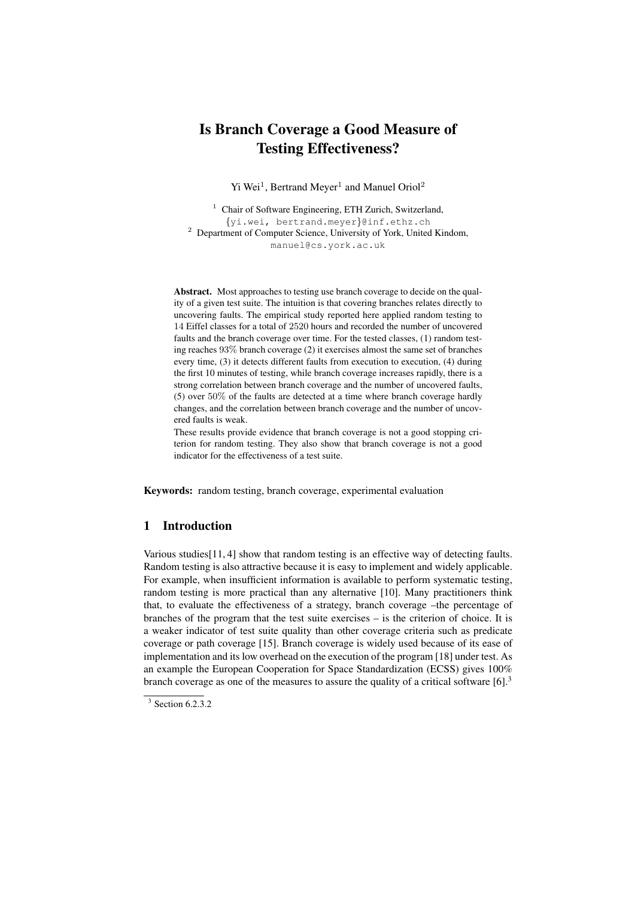# Is Branch Coverage a Good Measure of Testing Effectiveness?

Yi Wei[1], Bertrand Meyer[1] and Manuel Oriol[2]

[1] Chair of Software Engineering, ETH Zurich, Switzerland,
{yi.wei, bertrand.meyer}@inf.ethz.ch
[2] Department of Computer Science, University of York, United Kindom,
manuel@cs.york.ac.uk

**Abstract.** Most approaches to testing use branch coverage to decide on the quality of a given test suite. The intuition is that covering branches relates directly to uncovering faults. The empirical study reported here applied random testing to 14 Eiffel classes for a total of 2520 hours and recorded the number of uncovered faults and the branch coverage over time. For the tested classes, (1) random testing reaches 93% branch coverage (2) it exercises almost the same set of branches every time, (3) it detects different faults from execution to execution, (4) during the first 10 minutes of testing, while branch coverage increases rapidly, there is a strong correlation between branch coverage and the number of uncovered faults, (5) over 50% of the faults are detected at a time where branch coverage hardly changes, and the correlation between branch coverage and the number of uncovered faults is weak.

These results provide evidence that branch coverage is not a good stopping criterion for random testing. They also show that branch coverage is not a good indicator for the effectiveness of a test suite.

**Keywords:** random testing, branch coverage, experimental evaluation

## 1 Introduction

Various studies[11, 4] show that random testing is an effective way of detecting faults. Random testing is also attractive because it is easy to implement and widely applicable. For example, when insufficient information is available to perform systematic testing, random testing is more practical than any alternative [10]. Many practitioners think that, to evaluate the effectiveness of a strategy, branch coverage –the percentage of branches of the program that the test suite exercises – is the criterion of choice. It is a weaker indicator of test suite quality than other coverage criteria such as predicate coverage or path coverage [15]. Branch coverage is widely used because of its ease of implementation and its low overhead on the execution of the program [18] under test. As an example the European Cooperation for Space Standardization (ECSS) gives 100% branch coverage as one of the measures to assure the quality of a critical software [6].[3]

[3] Section 6.2.3.2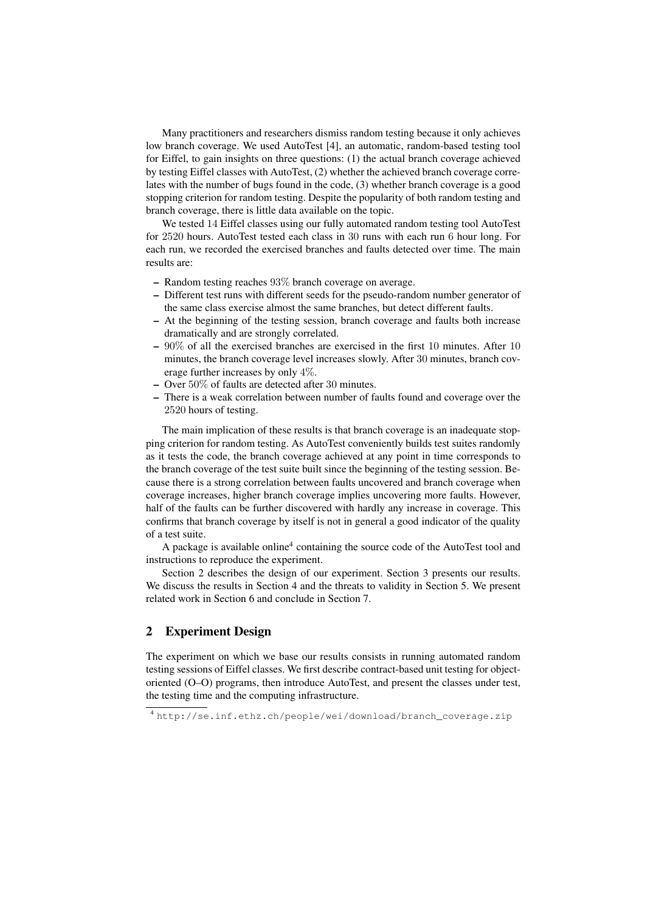Many practitioners and researchers dismiss random testing because it only achieves low branch coverage. We used AutoTest [4], an automatic, random-based testing tool for Eiffel, to gain insights on three questions: (1) the actual branch coverage achieved by testing Eiffel classes with AutoTest, (2) whether the achieved branch coverage correlates with the number of bugs found in the code, (3) whether branch coverage is a good stopping criterion for random testing. Despite the popularity of both random testing and branch coverage, there is little data available on the topic.

We tested 14 Eiffel classes using our fully automated random testing tool AutoTest for 2520 hours. AutoTest tested each class in 30 runs with each run 6 hour long. For each run, we recorded the exercised branches and faults detected over time. The main results are:

- Random testing reaches 93% branch coverage on average.
- Different test runs with different seeds for the pseudo-random number generator of the same class exercise almost the same branches, but detect different faults.
- At the beginning of the testing session, branch coverage and faults both increase dramatically and are strongly correlated.
- 90% of all the exercised branches are exercised in the first 10 minutes. After 10 minutes, the branch coverage level increases slowly. After 30 minutes, branch coverage further increases by only 4%.
- Over 50% of faults are detected after 30 minutes.
- There is a weak correlation between number of faults found and coverage over the 2520 hours of testing.

The main implication of these results is that branch coverage is an inadequate stopping criterion for random testing. As AutoTest conveniently builds test suites randomly as it tests the code, the branch coverage achieved at any point in time corresponds to the branch coverage of the test suite built since the beginning of the testing session. Because there is a strong correlation between faults uncovered and branch coverage when coverage increases, higher branch coverage implies uncovering more faults. However, half of the faults can be further discovered with hardly any increase in coverage. This confirms that branch coverage by itself is not in general a good indicator of the quality of a test suite.

A package is available online[4] containing the source code of the AutoTest tool and instructions to reproduce the experiment.

Section 2 describes the design of our experiment. Section 3 presents our results. We discuss the results in Section 4 and the threats to validity in Section 5. We present related work in Section 6 and conclude in Section 7.

## 2 Experiment Design

The experiment on which we base our results consists in running automated random testing sessions of Eiffel classes. We first describe contract-based unit testing for object-oriented (O–O) programs, then introduce AutoTest, and present the classes under test, the testing time and the computing infrastructure.

[4] http://se.inf.ethz.ch/people/wei/download/branch_coverage.zip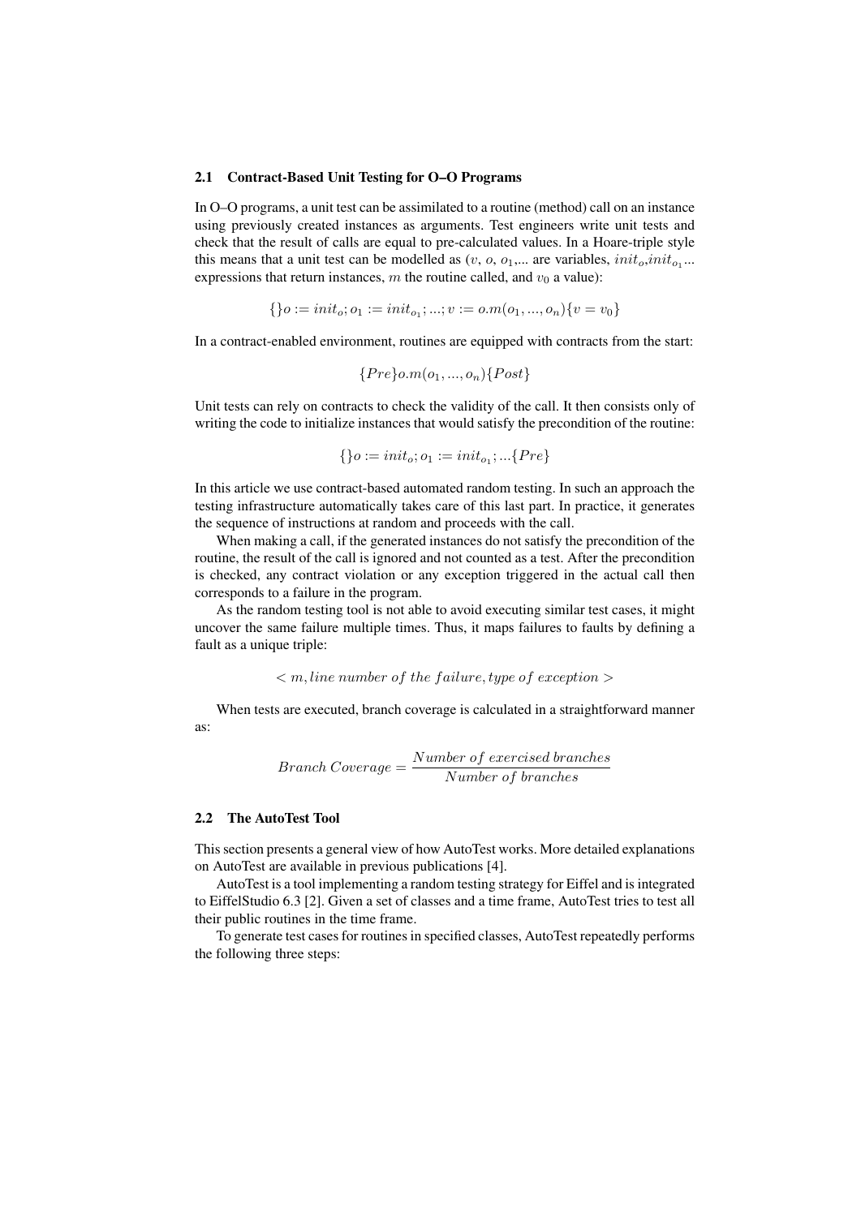### 2.1 Contract-Based Unit Testing for O–O Programs

In O–O programs, a unit test can be assimilated to a routine (method) call on an instance using previously created instances as arguments. Test engineers write unit tests and check that the result of calls are equal to pre-calculated values. In a Hoare-triple style this means that a unit test can be modelled as ($v$, $o$, $o_1$,... are variables, $init_o$,$init_{o_1}$... expressions that return instances, $m$ the routine called, and $v_0$ a value):

$$\{\}o := init_o; o_1 := init_{o_1}; ...; v := o.m(o_1, ..., o_n)\{v = v_0\}$$

In a contract-enabled environment, routines are equipped with contracts from the start:

$$\{Pre\}o.m(o_1, ..., o_n)\{Post\}$$

Unit tests can rely on contracts to check the validity of the call. It then consists only of writing the code to initialize instances that would satisfy the precondition of the routine:

$$\{\}o := init_o; o_1 := init_{o_1}; ...\{Pre\}$$

In this article we use contract-based automated random testing. In such an approach the testing infrastructure automatically takes care of this last part. In practice, it generates the sequence of instructions at random and proceeds with the call.

When making a call, if the generated instances do not satisfy the precondition of the routine, the result of the call is ignored and not counted as a test. After the precondition is checked, any contract violation or any exception triggered in the actual call then corresponds to a failure in the program.

As the random testing tool is not able to avoid executing similar test cases, it might uncover the same failure multiple times. Thus, it maps failures to faults by defining a fault as a unique triple:

$$< m, line\ number\ of\ the\ failure, type\ of\ exception >$$

When tests are executed, branch coverage is calculated in a straightforward manner as:

$$Branch\ Coverage = \frac{Number\ of\ exercised\ branches}{Number\ of\ branches}$$

### 2.2 The AutoTest Tool

This section presents a general view of how AutoTest works. More detailed explanations on AutoTest are available in previous publications [4].

AutoTest is a tool implementing a random testing strategy for Eiffel and is integrated to EiffelStudio 6.3 [2]. Given a set of classes and a time frame, AutoTest tries to test all their public routines in the time frame.

To generate test cases for routines in specified classes, AutoTest repeatedly performs the following three steps: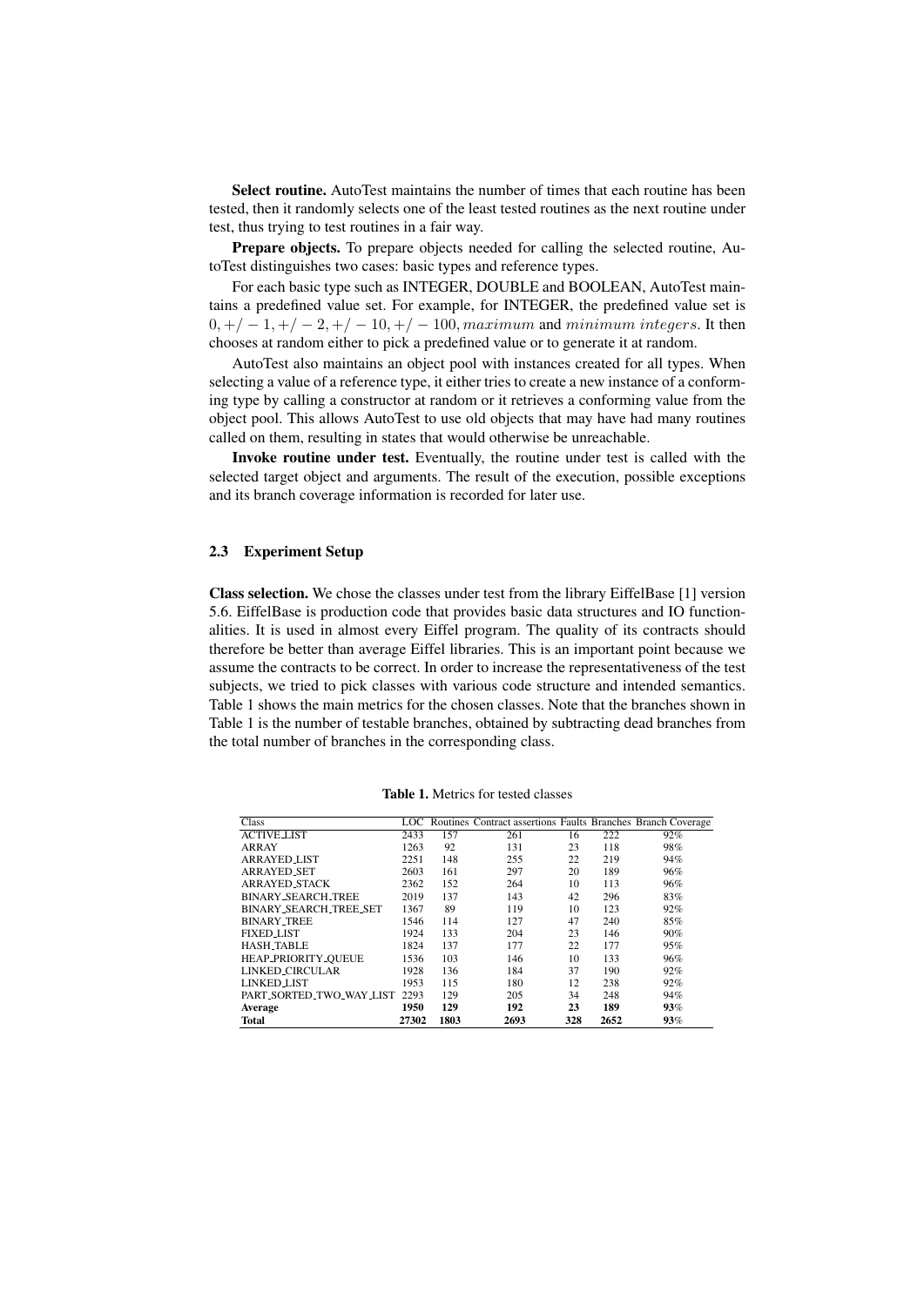**Select routine.** AutoTest maintains the number of times that each routine has been tested, then it randomly selects one of the least tested routines as the next routine under test, thus trying to test routines in a fair way.

**Prepare objects.** To prepare objects needed for calling the selected routine, AutoTest distinguishes two cases: basic types and reference types.

For each basic type such as INTEGER, DOUBLE and BOOLEAN, AutoTest maintains a predefined value set. For example, for INTEGER, the predefined value set is $0, +/-1, +/-2, +/-10, +/-100, maximum$ and $minimum\ integers$. It then chooses at random either to pick a predefined value or to generate it at random.

AutoTest also maintains an object pool with instances created for all types. When selecting a value of a reference type, it either tries to create a new instance of a conforming type by calling a constructor at random or it retrieves a conforming value from the object pool. This allows AutoTest to use old objects that may have had many routines called on them, resulting in states that would otherwise be unreachable.

**Invoke routine under test.** Eventually, the routine under test is called with the selected target object and arguments. The result of the execution, possible exceptions and its branch coverage information is recorded for later use.

### 2.3 Experiment Setup

**Class selection.** We chose the classes under test from the library EiffelBase [1] version 5.6. EiffelBase is production code that provides basic data structures and IO functionalities. It is used in almost every Eiffel program. The quality of its contracts should therefore be better than average Eiffel libraries. This is an important point because we assume the contracts to be correct. In order to increase the representativeness of the test subjects, we tried to pick classes with various code structure and intended semantics. Table 1 shows the main metrics for the chosen classes. Note that the branches shown in Table 1 is the number of testable branches, obtained by subtracting dead branches from the total number of branches in the corresponding class.

**Table 1.** Metrics for tested classes

| Class | LOC | Routines | Contract assertions | Faults | Branches | Branch Coverage |
|---|---|---|---|---|---|---|
| ACTIVE_LIST | 2433 | 157 | 261 | 16 | 222 | 92% |
| ARRAY | 1263 | 92 | 131 | 23 | 118 | 98% |
| ARRAYED_LIST | 2251 | 148 | 255 | 22 | 219 | 94% |
| ARRAYED_SET | 2603 | 161 | 297 | 20 | 189 | 96% |
| ARRAYED_STACK | 2362 | 152 | 264 | 10 | 113 | 96% |
| BINARY_SEARCH_TREE | 2019 | 137 | 143 | 42 | 296 | 83% |
| BINARY_SEARCH_TREE_SET | 1367 | 89 | 119 | 10 | 123 | 92% |
| BINARY_TREE | 1546 | 114 | 127 | 47 | 240 | 85% |
| FIXED_LIST | 1924 | 133 | 204 | 23 | 146 | 90% |
| HASH_TABLE | 1824 | 137 | 177 | 22 | 177 | 95% |
| HEAP_PRIORITY_QUEUE | 1536 | 103 | 146 | 10 | 133 | 96% |
| LINKED_CIRCULAR | 1928 | 136 | 184 | 37 | 190 | 92% |
| LINKED_LIST | 1953 | 115 | 180 | 12 | 238 | 92% |
| PART_SORTED_TWO_WAY_LIST | 2293 | 129 | 205 | 34 | 248 | 94% |
| **Average** | **1950** | **129** | **192** | **23** | **189** | **93%** |
| **Total** | **27302** | **1803** | **2693** | **328** | **2652** | **93%** |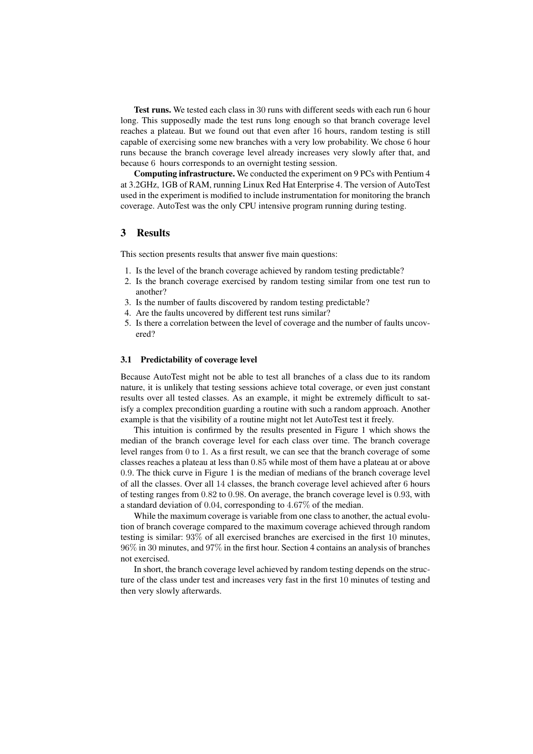**Test runs.** We tested each class in $30$ runs with different seeds with each run $6$ hour long. This supposedly made the test runs long enough so that branch coverage level reaches a plateau. But we found out that even after $16$ hours, random testing is still capable of exercising some new branches with a very low probability. We chose $6$ hour runs because the branch coverage level already increases very slowly after that, and because $6$ hours corresponds to an overnight testing session.

**Computing infrastructure.** We conducted the experiment on 9 PCs with Pentium 4 at 3.2GHz, 1GB of RAM, running Linux Red Hat Enterprise 4. The version of AutoTest used in the experiment is modified to include instrumentation for monitoring the branch coverage. AutoTest was the only CPU intensive program running during testing.

## 3 Results

This section presents results that answer five main questions:

1. Is the level of the branch coverage achieved by random testing predictable?
2. Is the branch coverage exercised by random testing similar from one test run to another?
3. Is the number of faults discovered by random testing predictable?
4. Are the faults uncovered by different test runs similar?
5. Is there a correlation between the level of coverage and the number of faults uncovered?

### 3.1 Predictability of coverage level

Because AutoTest might not be able to test all branches of a class due to its random nature, it is unlikely that testing sessions achieve total coverage, or even just constant results over all tested classes. As an example, it might be extremely difficult to satisfy a complex precondition guarding a routine with such a random approach. Another example is that the visibility of a routine might not let AutoTest test it freely.

This intuition is confirmed by the results presented in Figure 1 which shows the median of the branch coverage level for each class over time. The branch coverage level ranges from $0$ to $1$. As a first result, we can see that the branch coverage of some classes reaches a plateau at less than $0.85$ while most of them have a plateau at or above $0.9$. The thick curve in Figure 1 is the median of medians of the branch coverage level of all the classes. Over all $14$ classes, the branch coverage level achieved after $6$ hours of testing ranges from $0.82$ to $0.98$. On average, the branch coverage level is $0.93$, with a standard deviation of $0.04$, corresponding to $4.67\%$ of the median.

While the maximum coverage is variable from one class to another, the actual evolution of branch coverage compared to the maximum coverage achieved through random testing is similar: $93\%$ of all exercised branches are exercised in the first $10$ minutes, $96\%$ in 30 minutes, and $97\%$ in the first hour. Section 4 contains an analysis of branches not exercised.

In short, the branch coverage level achieved by random testing depends on the structure of the class under test and increases very fast in the first $10$ minutes of testing and then very slowly afterwards.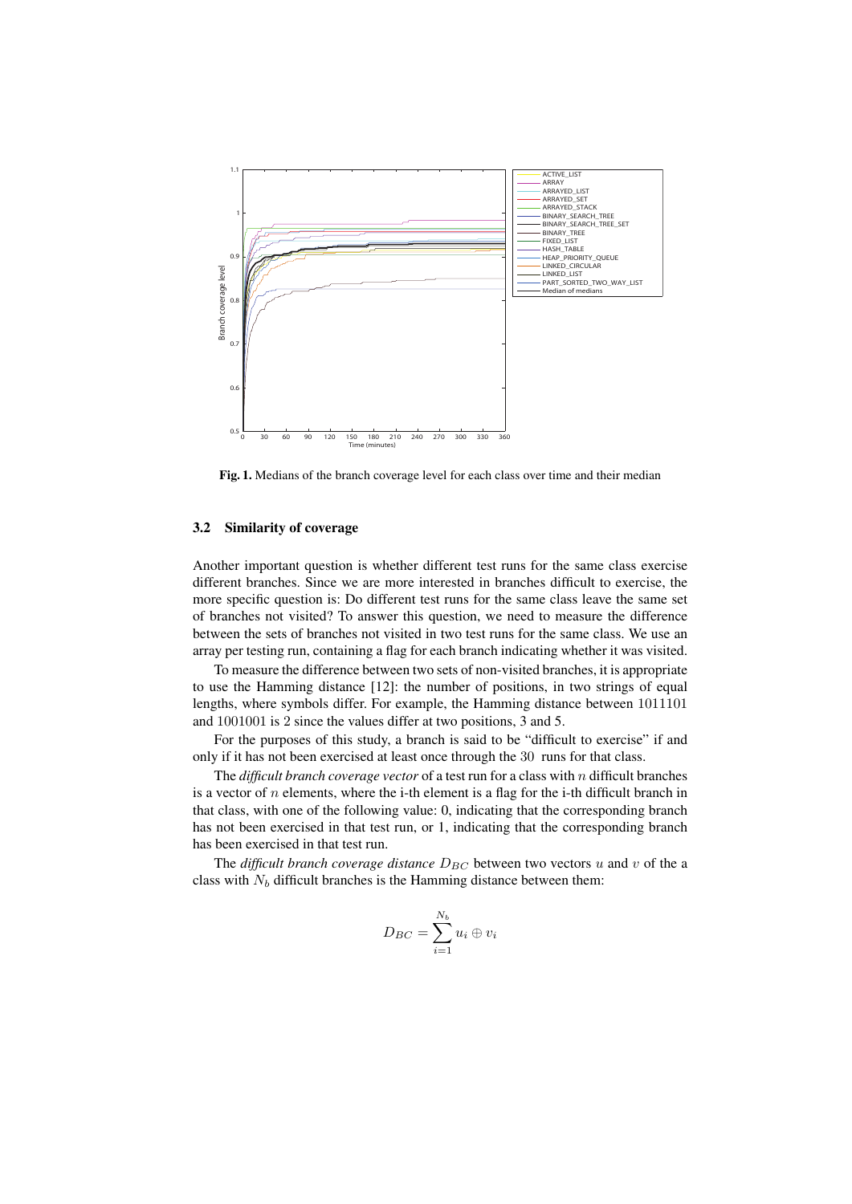**Fig. 1.** Medians of the branch coverage level for each class over time and their median

### 3.2 Similarity of coverage

Another important question is whether different test runs for the same class exercise different branches. Since we are more interested in branches difficult to exercise, the more specific question is: Do different test runs for the same class leave the same set of branches not visited? To answer this question, we need to measure the difference between the sets of branches not visited in two test runs for the same class. We use an array per testing run, containing a flag for each branch indicating whether it was visited.

To measure the difference between two sets of non-visited branches, it is appropriate to use the Hamming distance [12]: the number of positions, in two strings of equal lengths, where symbols differ. For example, the Hamming distance between 1011101 and 1001001 is 2 since the values differ at two positions, 3 and 5.

For the purposes of this study, a branch is said to be "difficult to exercise" if and only if it has not been exercised at least once through the 30 runs for that class.

The *difficult branch coverage vector* of a test run for a class with $n$ difficult branches is a vector of $n$ elements, where the i-th element is a flag for the i-th difficult branch in that class, with one of the following value: 0, indicating that the corresponding branch has not been exercised in that test run, or 1, indicating that the corresponding branch has been exercised in that test run.

The *difficult branch coverage distance* $D_{BC}$ between two vectors $u$ and $v$ of the a class with $N_b$ difficult branches is the Hamming distance between them:

$$D_{BC} = \sum_{i=1}^{N_b} u_i \oplus v_i$$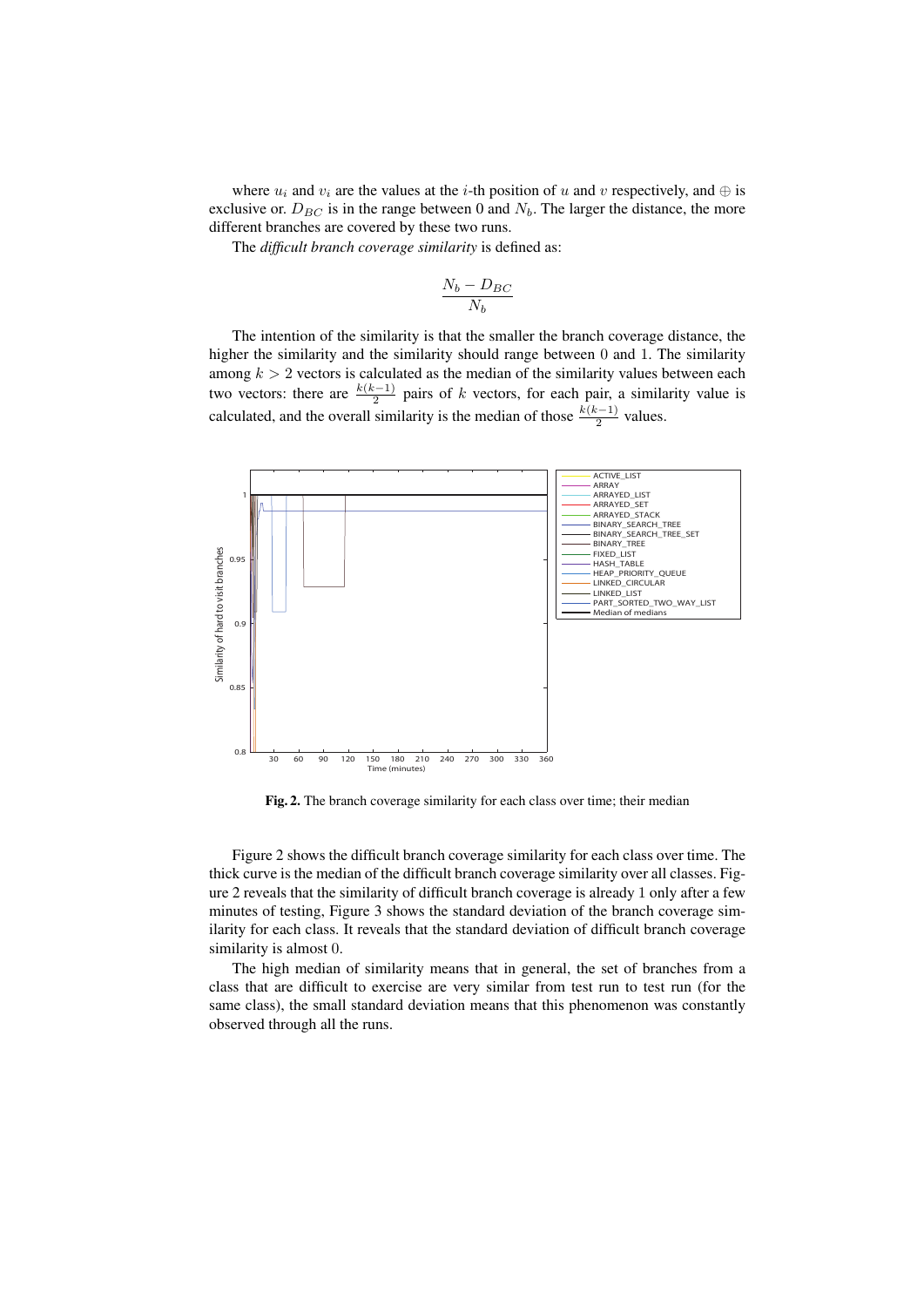where $u_i$ and $v_i$ are the values at the $i$-th position of $u$ and $v$ respectively, and $\oplus$ is exclusive or. $D_{BC}$ is in the range between 0 and $N_b$. The larger the distance, the more different branches are covered by these two runs.

The *difficult branch coverage similarity* is defined as:

$$\frac{N_b - D_{BC}}{N_b}$$

The intention of the similarity is that the smaller the branch coverage distance, the higher the similarity and the similarity should range between 0 and 1. The similarity among $k > 2$ vectors is calculated as the median of the similarity values between each two vectors: there are $\frac{k(k-1)}{2}$ pairs of $k$ vectors, for each pair, a similarity value is calculated, and the overall similarity is the median of those $\frac{k(k-1)}{2}$ values.

**Fig. 2.** The branch coverage similarity for each class over time; their median

Figure 2 shows the difficult branch coverage similarity for each class over time. The thick curve is the median of the difficult branch coverage similarity over all classes. Figure 2 reveals that the similarity of difficult branch coverage is already 1 only after a few minutes of testing, Figure 3 shows the standard deviation of the branch coverage similarity for each class. It reveals that the standard deviation of difficult branch coverage similarity is almost 0.

The high median of similarity means that in general, the set of branches from a class that are difficult to exercise are very similar from test run to test run (for the same class), the small standard deviation means that this phenomenon was constantly observed through all the runs.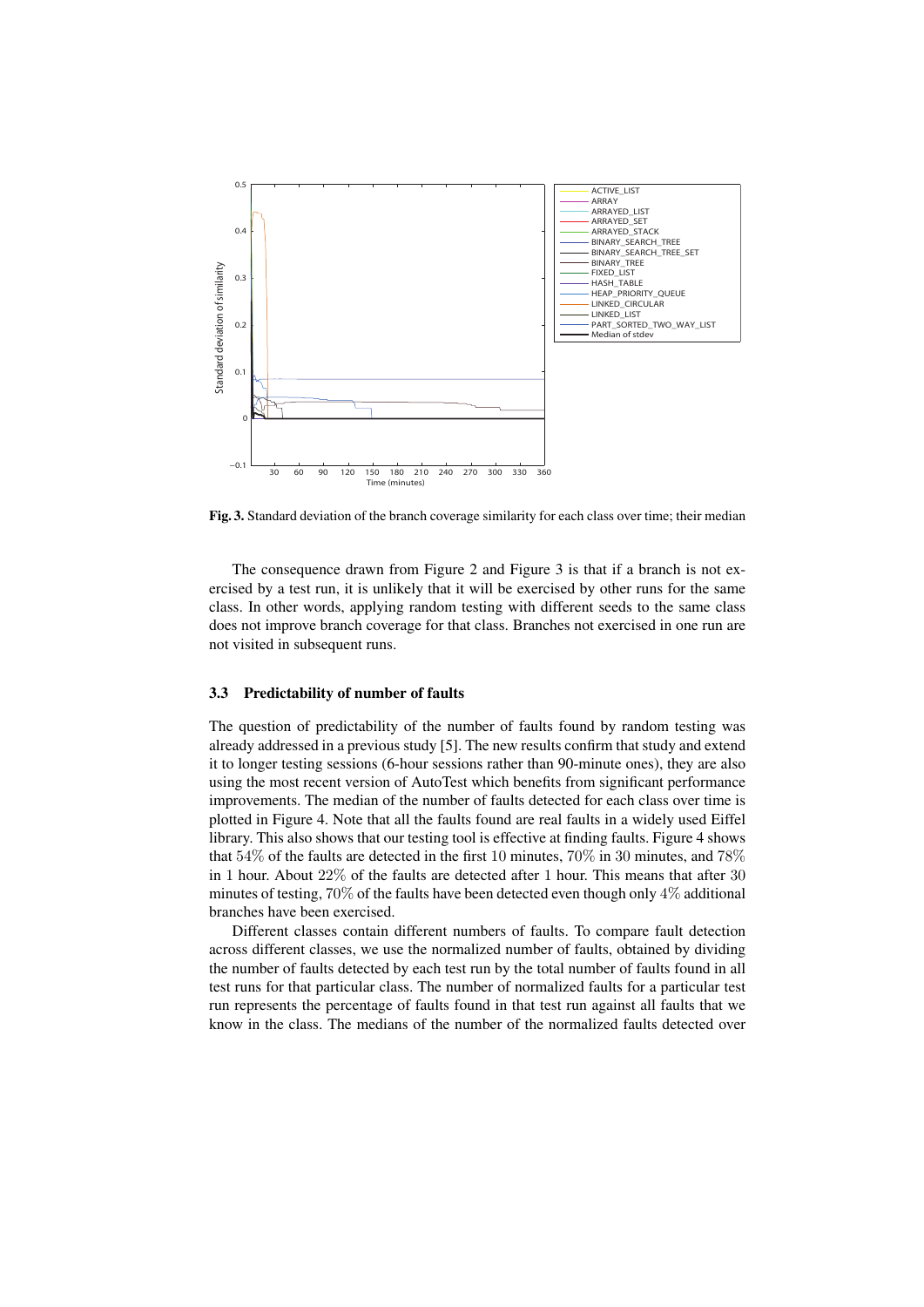**Fig. 3.** Standard deviation of the branch coverage similarity for each class over time; their median

The consequence drawn from Figure 2 and Figure 3 is that if a branch is not exercised by a test run, it is unlikely that it will be exercised by other runs for the same class. In other words, applying random testing with different seeds to the same class does not improve branch coverage for that class. Branches not exercised in one run are not visited in subsequent runs.

### 3.3 Predictability of number of faults

The question of predictability of the number of faults found by random testing was already addressed in a previous study [5]. The new results confirm that study and extend it to longer testing sessions (6-hour sessions rather than 90-minute ones), they are also using the most recent version of AutoTest which benefits from significant performance improvements. The median of the number of faults detected for each class over time is plotted in Figure 4. Note that all the faults found are real faults in a widely used Eiffel library. This also shows that our testing tool is effective at finding faults. Figure 4 shows that $54\%$ of the faults are detected in the first $10$ minutes, $70\%$ in $30$ minutes, and $78\%$ in $1$ hour. About $22\%$ of the faults are detected after $1$ hour. This means that after $30$ minutes of testing, $70\%$ of the faults have been detected even though only $4\%$ additional branches have been exercised.

Different classes contain different numbers of faults. To compare fault detection across different classes, we use the normalized number of faults, obtained by dividing the number of faults detected by each test run by the total number of faults found in all test runs for that particular class. The number of normalized faults for a particular test run represents the percentage of faults found in that test run against all faults that we know in the class. The medians of the number of the normalized faults detected over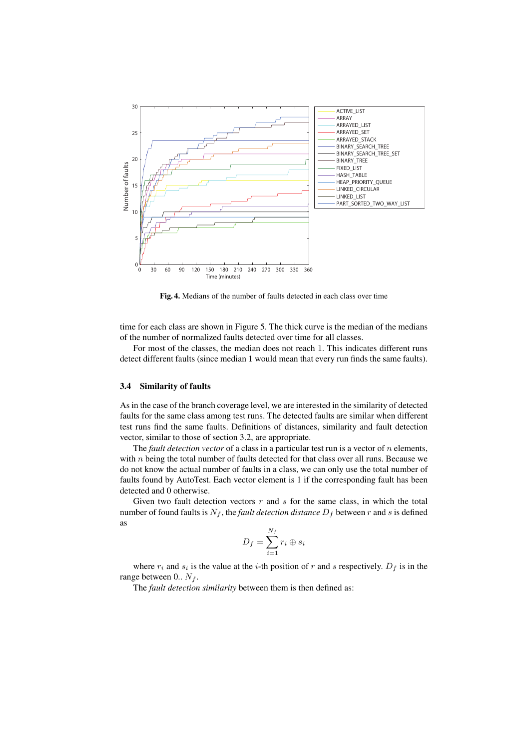**Fig. 4.** Medians of the number of faults detected in each class over time

time for each class are shown in Figure 5. The thick curve is the median of the medians of the number of normalized faults detected over time for all classes.

For most of the classes, the median does not reach 1. This indicates different runs detect different faults (since median 1 would mean that every run finds the same faults).

### 3.4 Similarity of faults

As in the case of the branch coverage level, we are interested in the similarity of detected faults for the same class among test runs. The detected faults are similar when different test runs find the same faults. Definitions of distances, similarity and fault detection vector, similar to those of section 3.2, are appropriate.

The *fault detection vector* of a class in a particular test run is a vector of $n$ elements, with $n$ being the total number of faults detected for that class over all runs. Because we do not know the actual number of faults in a class, we can only use the total number of faults found by AutoTest. Each vector element is 1 if the corresponding fault has been detected and 0 otherwise.

Given two fault detection vectors $r$ and $s$ for the same class, in which the total number of found faults is $N_f$, the *fault detection distance* $D_f$ between $r$ and $s$ is defined as

$$D_f = \sum_{i=1}^{N_f} r_i \oplus s_i$$

where $r_i$ and $s_i$ is the value at the $i$-th position of $r$ and $s$ respectively. $D_f$ is in the range between 0.. $N_f$.

The *fault detection similarity* between them is then defined as: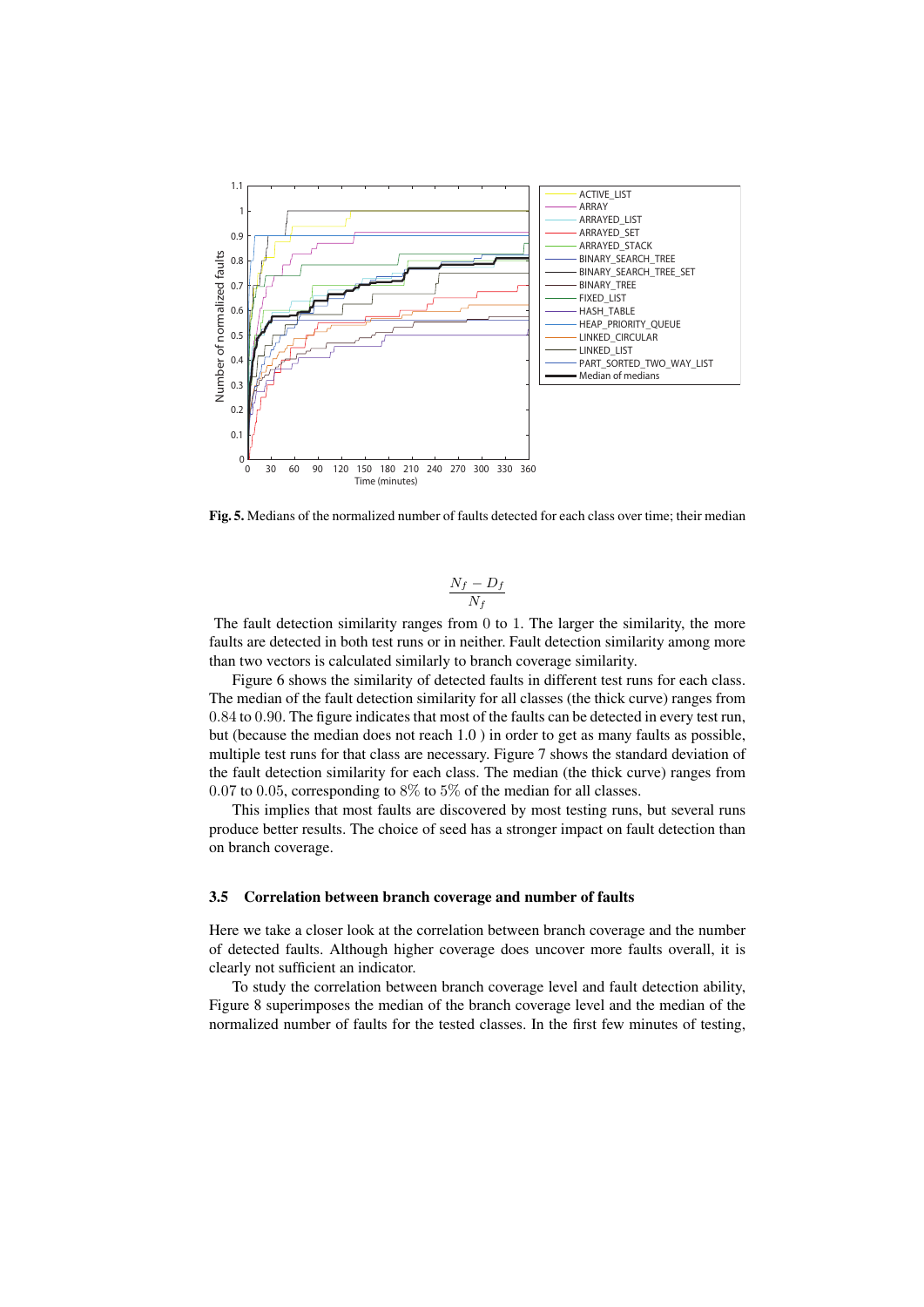Fig. 5. Medians of the normalized number of faults detected for each class over time; their median

$$\frac{N_f - D_f}{N_f}$$

The fault detection similarity ranges from 0 to 1. The larger the similarity, the more faults are detected in both test runs or in neither. Fault detection similarity among more than two vectors is calculated similarly to branch coverage similarity.

Figure 6 shows the similarity of detected faults in different test runs for each class. The median of the fault detection similarity for all classes (the thick curve) ranges from 0.84 to 0.90. The figure indicates that most of the faults can be detected in every test run, but (because the median does not reach 1.0 ) in order to get as many faults as possible, multiple test runs for that class are necessary. Figure 7 shows the standard deviation of the fault detection similarity for each class. The median (the thick curve) ranges from 0.07 to 0.05, corresponding to 8% to 5% of the median for all classes.

This implies that most faults are discovered by most testing runs, but several runs produce better results. The choice of seed has a stronger impact on fault detection than on branch coverage.

### 3.5 Correlation between branch coverage and number of faults

Here we take a closer look at the correlation between branch coverage and the number of detected faults. Although higher coverage does uncover more faults overall, it is clearly not sufficient an indicator.

To study the correlation between branch coverage level and fault detection ability, Figure 8 superimposes the median of the branch coverage level and the median of the normalized number of faults for the tested classes. In the first few minutes of testing,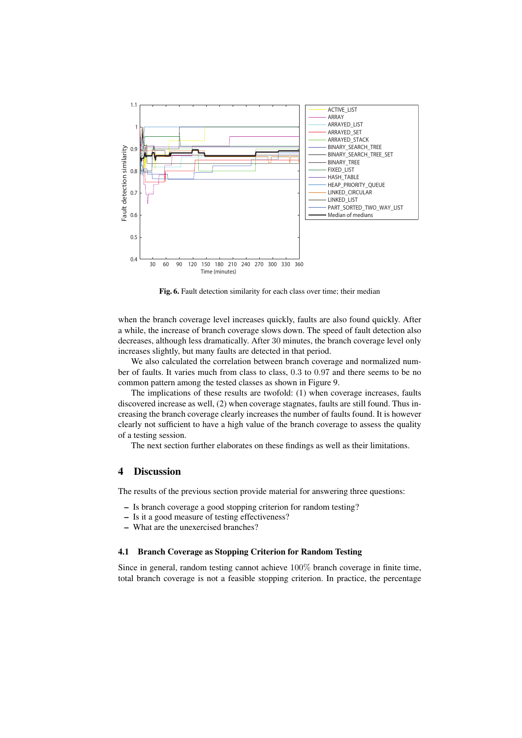**Fig. 6.** Fault detection similarity for each class over time; their median

when the branch coverage level increases quickly, faults are also found quickly. After a while, the increase of branch coverage slows down. The speed of fault detection also decreases, although less dramatically. After 30 minutes, the branch coverage level only increases slightly, but many faults are detected in that period.

We also calculated the correlation between branch coverage and normalized number of faults. It varies much from class to class, $0.3$ to $0.97$ and there seems to be no common pattern among the tested classes as shown in Figure 9.

The implications of these results are twofold: (1) when coverage increases, faults discovered increase as well, (2) when coverage stagnates, faults are still found. Thus increasing the branch coverage clearly increases the number of faults found. It is however clearly not sufficient to have a high value of the branch coverage to assess the quality of a testing session.

The next section further elaborates on these findings as well as their limitations.

## 4 Discussion

The results of the previous section provide material for answering three questions:

- Is branch coverage a good stopping criterion for random testing?
- Is it a good measure of testing effectiveness?
- What are the unexercised branches?

### 4.1 Branch Coverage as Stopping Criterion for Random Testing

Since in general, random testing cannot achieve $100\%$ branch coverage in finite time, total branch coverage is not a feasible stopping criterion. In practice, the percentage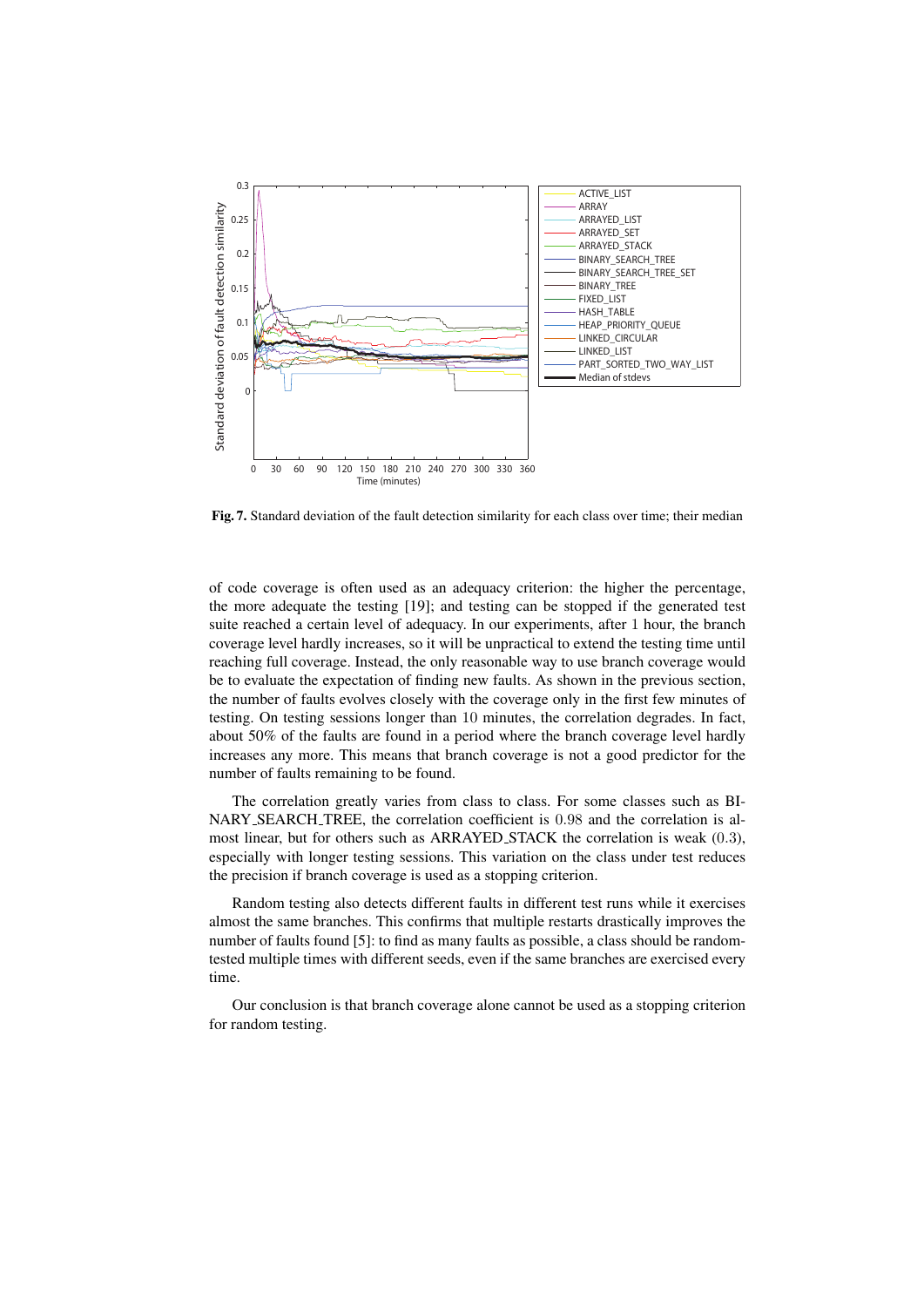**Fig. 7.** Standard deviation of the fault detection similarity for each class over time; their median

of code coverage is often used as an adequacy criterion: the higher the percentage, the more adequate the testing [19]; and testing can be stopped if the generated test suite reached a certain level of adequacy. In our experiments, after 1 hour, the branch coverage level hardly increases, so it will be unpractical to extend the testing time until reaching full coverage. Instead, the only reasonable way to use branch coverage would be to evaluate the expectation of finding new faults. As shown in the previous section, the number of faults evolves closely with the coverage only in the first few minutes of testing. On testing sessions longer than 10 minutes, the correlation degrades. In fact, about 50% of the faults are found in a period where the branch coverage level hardly increases any more. This means that branch coverage is not a good predictor for the number of faults remaining to be found.

The correlation greatly varies from class to class. For some classes such as BINARY_SEARCH_TREE, the correlation coefficient is 0.98 and the correlation is almost linear, but for others such as ARRAYED_STACK the correlation is weak (0.3), especially with longer testing sessions. This variation on the class under test reduces the precision if branch coverage is used as a stopping criterion.

Random testing also detects different faults in different test runs while it exercises almost the same branches. This confirms that multiple restarts drastically improves the number of faults found [5]: to find as many faults as possible, a class should be random-tested multiple times with different seeds, even if the same branches are exercised every time.

Our conclusion is that branch coverage alone cannot be used as a stopping criterion for random testing.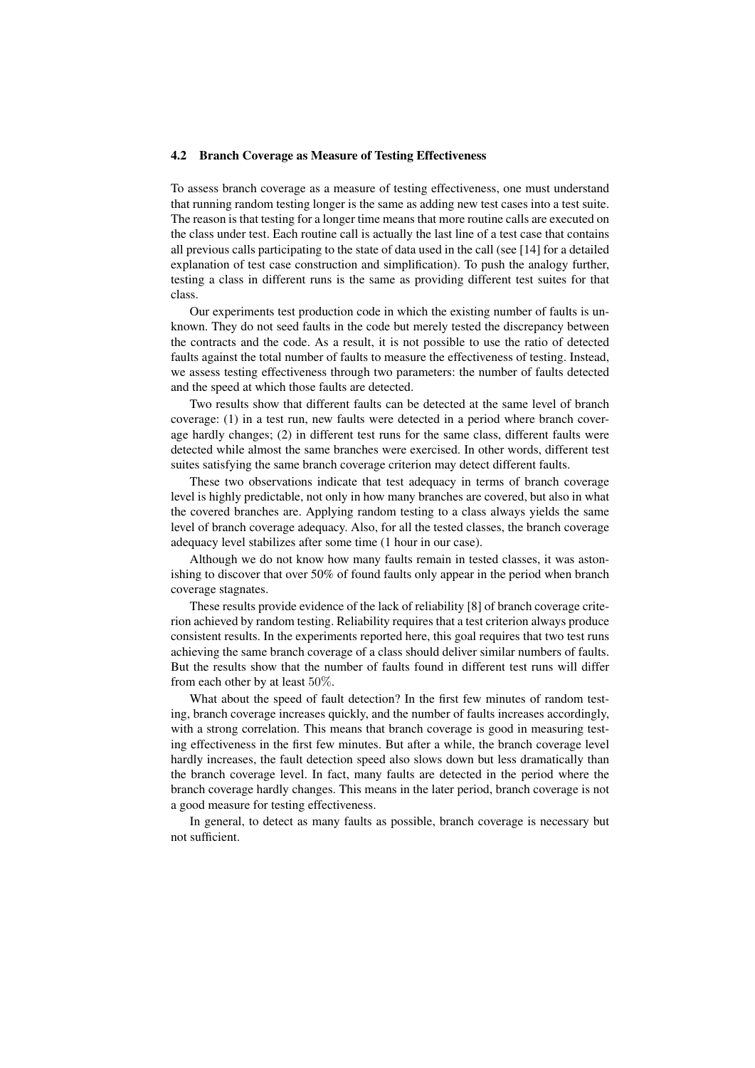### 4.2 Branch Coverage as Measure of Testing Effectiveness

To assess branch coverage as a measure of testing effectiveness, one must understand that running random testing longer is the same as adding new test cases into a test suite. The reason is that testing for a longer time means that more routine calls are executed on the class under test. Each routine call is actually the last line of a test case that contains all previous calls participating to the state of data used in the call (see [14] for a detailed explanation of test case construction and simplification). To push the analogy further, testing a class in different runs is the same as providing different test suites for that class.

Our experiments test production code in which the existing number of faults is unknown. They do not seed faults in the code but merely tested the discrepancy between the contracts and the code. As a result, it is not possible to use the ratio of detected faults against the total number of faults to measure the effectiveness of testing. Instead, we assess testing effectiveness through two parameters: the number of faults detected and the speed at which those faults are detected.

Two results show that different faults can be detected at the same level of branch coverage: (1) in a test run, new faults were detected in a period where branch coverage hardly changes; (2) in different test runs for the same class, different faults were detected while almost the same branches were exercised. In other words, different test suites satisfying the same branch coverage criterion may detect different faults.

These two observations indicate that test adequacy in terms of branch coverage level is highly predictable, not only in how many branches are covered, but also in what the covered branches are. Applying random testing to a class always yields the same level of branch coverage adequacy. Also, for all the tested classes, the branch coverage adequacy level stabilizes after some time (1 hour in our case).

Although we do not know how many faults remain in tested classes, it was astonishing to discover that over 50% of found faults only appear in the period when branch coverage stagnates.

These results provide evidence of the lack of reliability [8] of branch coverage criterion achieved by random testing. Reliability requires that a test criterion always produce consistent results. In the experiments reported here, this goal requires that two test runs achieving the same branch coverage of a class should deliver similar numbers of faults. But the results show that the number of faults found in different test runs will differ from each other by at least $50\%$.

What about the speed of fault detection? In the first few minutes of random testing, branch coverage increases quickly, and the number of faults increases accordingly, with a strong correlation. This means that branch coverage is good in measuring testing effectiveness in the first few minutes. But after a while, the branch coverage level hardly increases, the fault detection speed also slows down but less dramatically than the branch coverage level. In fact, many faults are detected in the period where the branch coverage hardly changes. This means in the later period, branch coverage is not a good measure for testing effectiveness.

In general, to detect as many faults as possible, branch coverage is necessary but not sufficient.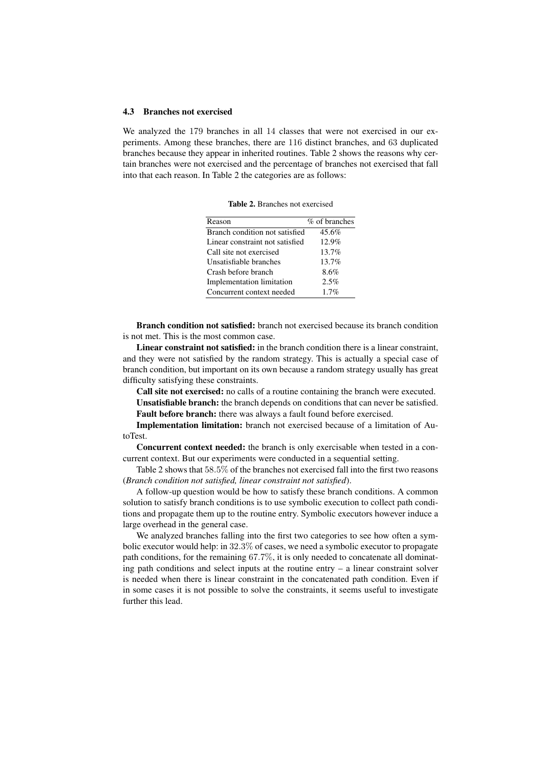### 4.3 Branches not exercised

We analyzed the 179 branches in all 14 classes that were not exercised in our experiments. Among these branches, there are 116 distinct branches, and 63 duplicated branches because they appear in inherited routines. Table 2 shows the reasons why certain branches were not exercised and the percentage of branches not exercised that fall into that each reason. In Table 2 the categories are as follows:

**Table 2.** Branches not exercised

| Reason | % of branches |
|---|---|
| Branch condition not satisfied | 45.6% |
| Linear constraint not satisfied | 12.9% |
| Call site not exercised | 13.7% |
| Unsatisfiable branches | 13.7% |
| Crash before branch | 8.6% |
| Implementation limitation | 2.5% |
| Concurrent context needed | 1.7% |

**Branch condition not satisfied:** branch not exercised because its branch condition is not met. This is the most common case.

**Linear constraint not satisfied:** in the branch condition there is a linear constraint, and they were not satisfied by the random strategy. This is actually a special case of branch condition, but important on its own because a random strategy usually has great difficulty satisfying these constraints.

**Call site not exercised:** no calls of a routine containing the branch were executed.

**Unsatisfiable branch:** the branch depends on conditions that can never be satisfied.

**Fault before branch:** there was always a fault found before exercised.

**Implementation limitation:** branch not exercised because of a limitation of AutoTest.

**Concurrent context needed:** the branch is only exercisable when tested in a concurrent context. But our experiments were conducted in a sequential setting.

Table 2 shows that 58.5% of the branches not exercised fall into the first two reasons (*Branch condition not satisfied, linear constraint not satisfied*).

A follow-up question would be how to satisfy these branch conditions. A common solution to satisfy branch conditions is to use symbolic execution to collect path conditions and propagate them up to the routine entry. Symbolic executors however induce a large overhead in the general case.

We analyzed branches falling into the first two categories to see how often a symbolic executor would help: in 32.3% of cases, we need a symbolic executor to propagate path conditions, for the remaining 67.7%, it is only needed to concatenate all dominating path conditions and select inputs at the routine entry – a linear constraint solver is needed when there is linear constraint in the concatenated path condition. Even if in some cases it is not possible to solve the constraints, it seems useful to investigate further this lead.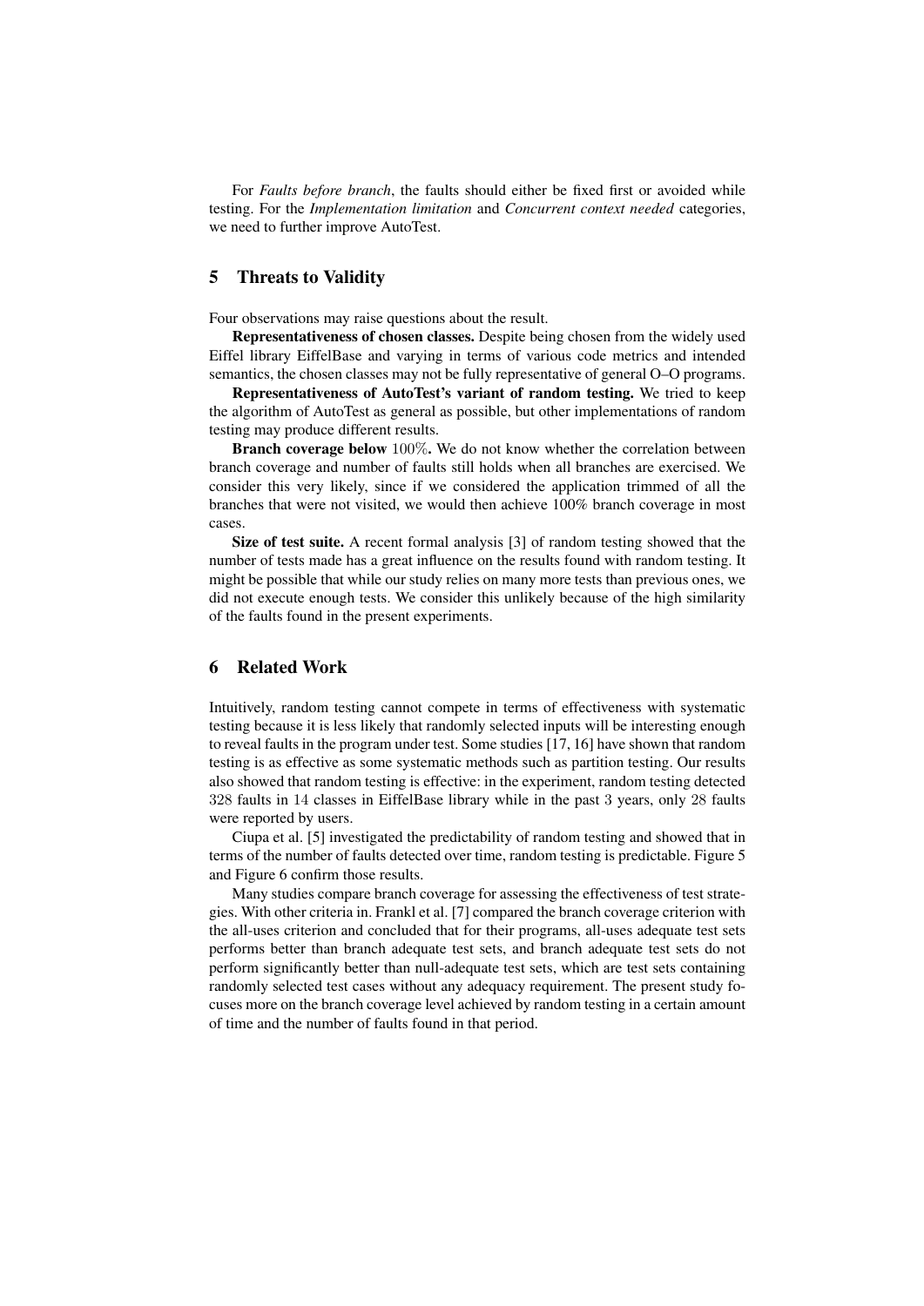For *Faults before branch*, the faults should either be fixed first or avoided while testing. For the *Implementation limitation* and *Concurrent context needed* categories, we need to further improve AutoTest.

## 5 Threats to Validity

Four observations may raise questions about the result.

**Representativeness of chosen classes.** Despite being chosen from the widely used Eiffel library EiffelBase and varying in terms of various code metrics and intended semantics, the chosen classes may not be fully representative of general O–O programs.

**Representativeness of AutoTest's variant of random testing.** We tried to keep the algorithm of AutoTest as general as possible, but other implementations of random testing may produce different results.

**Branch coverage below $100\%$.** We do not know whether the correlation between branch coverage and number of faults still holds when all branches are exercised. We consider this very likely, since if we considered the application trimmed of all the branches that were not visited, we would then achieve 100% branch coverage in most cases.

**Size of test suite.** A recent formal analysis [3] of random testing showed that the number of tests made has a great influence on the results found with random testing. It might be possible that while our study relies on many more tests than previous ones, we did not execute enough tests. We consider this unlikely because of the high similarity of the faults found in the present experiments.

## 6 Related Work

Intuitively, random testing cannot compete in terms of effectiveness with systematic testing because it is less likely that randomly selected inputs will be interesting enough to reveal faults in the program under test. Some studies [17, 16] have shown that random testing is as effective as some systematic methods such as partition testing. Our results also showed that random testing is effective: in the experiment, random testing detected $328$ faults in $14$ classes in EiffelBase library while in the past $3$ years, only $28$ faults were reported by users.

Ciupa et al. [5] investigated the predictability of random testing and showed that in terms of the number of faults detected over time, random testing is predictable. Figure 5 and Figure 6 confirm those results.

Many studies compare branch coverage for assessing the effectiveness of test strategies. With other criteria in. Frankl et al. [7] compared the branch coverage criterion with the all-uses criterion and concluded that for their programs, all-uses adequate test sets performs better than branch adequate test sets, and branch adequate test sets do not perform significantly better than null-adequate test sets, which are test sets containing randomly selected test cases without any adequacy requirement. The present study focuses more on the branch coverage level achieved by random testing in a certain amount of time and the number of faults found in that period.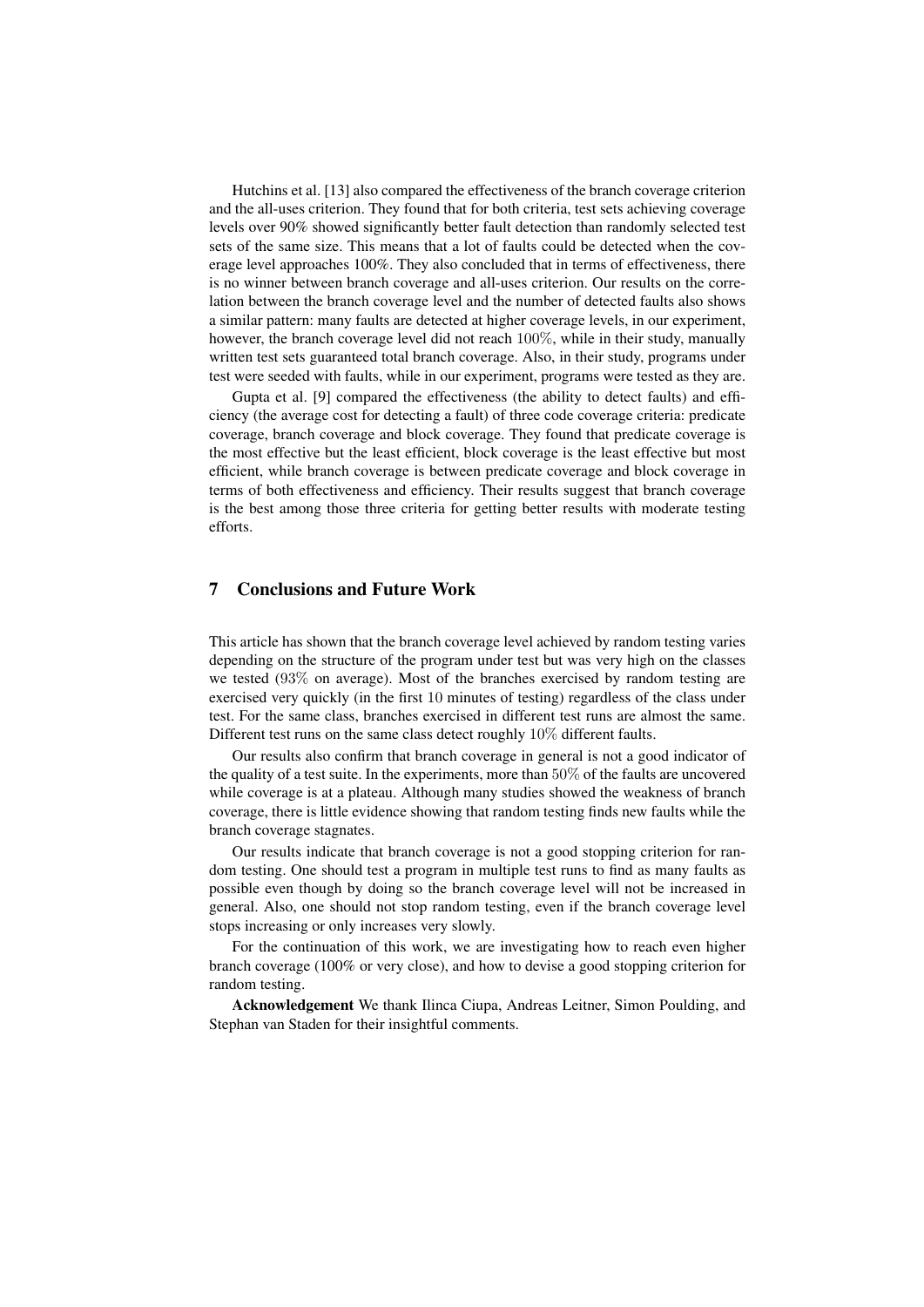Hutchins et al. [13] also compared the effectiveness of the branch coverage criterion and the all-uses criterion. They found that for both criteria, test sets achieving coverage levels over 90% showed significantly better fault detection than randomly selected test sets of the same size. This means that a lot of faults could be detected when the coverage level approaches 100%. They also concluded that in terms of effectiveness, there is no winner between branch coverage and all-uses criterion. Our results on the correlation between the branch coverage level and the number of detected faults also shows a similar pattern: many faults are detected at higher coverage levels, in our experiment, however, the branch coverage level did not reach $100\%$, while in their study, manually written test sets guaranteed total branch coverage. Also, in their study, programs under test were seeded with faults, while in our experiment, programs were tested as they are.

Gupta et al. [9] compared the effectiveness (the ability to detect faults) and efficiency (the average cost for detecting a fault) of three code coverage criteria: predicate coverage, branch coverage and block coverage. They found that predicate coverage is the most effective but the least efficient, block coverage is the least effective but most efficient, while branch coverage is between predicate coverage and block coverage in terms of both effectiveness and efficiency. Their results suggest that branch coverage is the best among those three criteria for getting better results with moderate testing efforts.

## 7 Conclusions and Future Work

This article has shown that the branch coverage level achieved by random testing varies depending on the structure of the program under test but was very high on the classes we tested ($93\%$ on average). Most of the branches exercised by random testing are exercised very quickly (in the first $10$ minutes of testing) regardless of the class under test. For the same class, branches exercised in different test runs are almost the same. Different test runs on the same class detect roughly $10\%$ different faults.

Our results also confirm that branch coverage in general is not a good indicator of the quality of a test suite. In the experiments, more than $50\%$ of the faults are uncovered while coverage is at a plateau. Although many studies showed the weakness of branch coverage, there is little evidence showing that random testing finds new faults while the branch coverage stagnates.

Our results indicate that branch coverage is not a good stopping criterion for random testing. One should test a program in multiple test runs to find as many faults as possible even though by doing so the branch coverage level will not be increased in general. Also, one should not stop random testing, even if the branch coverage level stops increasing or only increases very slowly.

For the continuation of this work, we are investigating how to reach even higher branch coverage (100% or very close), and how to devise a good stopping criterion for random testing.

**Acknowledgement** We thank Ilinca Ciupa, Andreas Leitner, Simon Poulding, and Stephan van Staden for their insightful comments.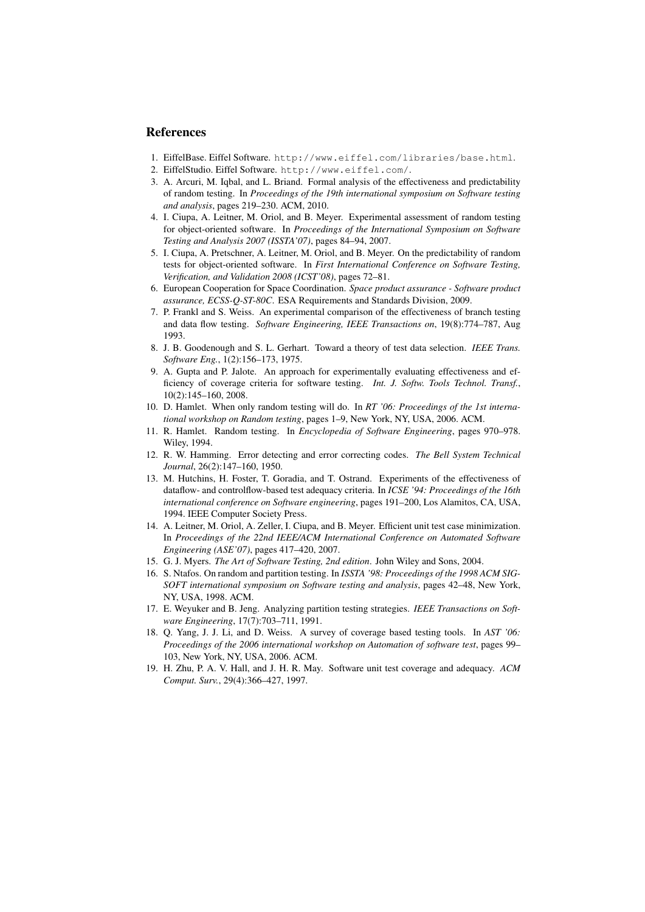## References

1. EiffelBase. Eiffel Software. `http://www.eiffel.com/libraries/base.html`.
2. EiffelStudio. Eiffel Software. `http://www.eiffel.com/`.
3. A. Arcuri, M. Iqbal, and L. Briand. Formal analysis of the effectiveness and predictability of random testing. In *Proceedings of the 19th international symposium on Software testing and analysis*, pages 219–230. ACM, 2010.
4. I. Ciupa, A. Leitner, M. Oriol, and B. Meyer. Experimental assessment of random testing for object-oriented software. In *Proceedings of the International Symposium on Software Testing and Analysis 2007 (ISSTA'07)*, pages 84–94, 2007.
5. I. Ciupa, A. Pretschner, A. Leitner, M. Oriol, and B. Meyer. On the predictability of random tests for object-oriented software. In *First International Conference on Software Testing, Verification, and Validation 2008 (ICST'08)*, pages 72–81.
6. European Cooperation for Space Coordination. *Space product assurance - Software product assurance, ECSS-Q-ST-80C*. ESA Requirements and Standards Division, 2009.
7. P. Frankl and S. Weiss. An experimental comparison of the effectiveness of branch testing and data flow testing. *Software Engineering, IEEE Transactions on*, 19(8):774–787, Aug 1993.
8. J. B. Goodenough and S. L. Gerhart. Toward a theory of test data selection. *IEEE Trans. Software Eng.*, 1(2):156–173, 1975.
9. A. Gupta and P. Jalote. An approach for experimentally evaluating effectiveness and efficiency of coverage criteria for software testing. *Int. J. Softw. Tools Technol. Transf.*, 10(2):145–160, 2008.
10. D. Hamlet. When only random testing will do. In *RT '06: Proceedings of the 1st international workshop on Random testing*, pages 1–9, New York, NY, USA, 2006. ACM.
11. R. Hamlet. Random testing. In *Encyclopedia of Software Engineering*, pages 970–978. Wiley, 1994.
12. R. W. Hamming. Error detecting and error correcting codes. *The Bell System Technical Journal*, 26(2):147–160, 1950.
13. M. Hutchins, H. Foster, T. Goradia, and T. Ostrand. Experiments of the effectiveness of dataflow- and controlflow-based test adequacy criteria. In *ICSE '94: Proceedings of the 16th international conference on Software engineering*, pages 191–200, Los Alamitos, CA, USA, 1994. IEEE Computer Society Press.
14. A. Leitner, M. Oriol, A. Zeller, I. Ciupa, and B. Meyer. Efficient unit test case minimization. In *Proceedings of the 22nd IEEE/ACM International Conference on Automated Software Engineering (ASE'07)*, pages 417–420, 2007.
15. G. J. Myers. *The Art of Software Testing, 2nd edition*. John Wiley and Sons, 2004.
16. S. Ntafos. On random and partition testing. In *ISSTA '98: Proceedings of the 1998 ACM SIGSOFT international symposium on Software testing and analysis*, pages 42–48, New York, NY, USA, 1998. ACM.
17. E. Weyuker and B. Jeng. Analyzing partition testing strategies. *IEEE Transactions on Software Engineering*, 17(7):703–711, 1991.
18. Q. Yang, J. J. Li, and D. Weiss. A survey of coverage based testing tools. In *AST '06: Proceedings of the 2006 international workshop on Automation of software test*, pages 99–103, New York, NY, USA, 2006. ACM.
19. H. Zhu, P. A. V. Hall, and J. H. R. May. Software unit test coverage and adequacy. *ACM Comput. Surv.*, 29(4):366–427, 1997.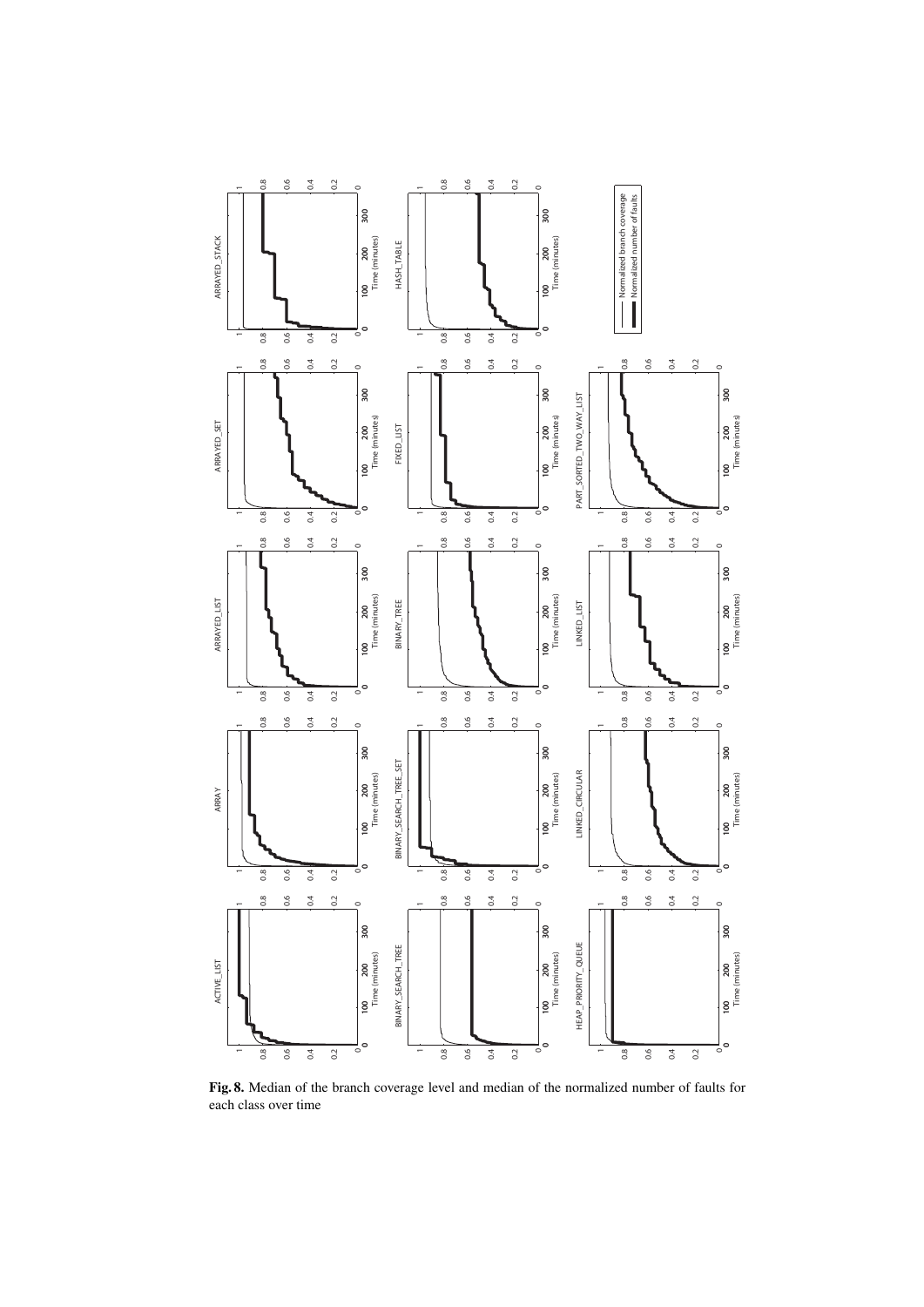**Fig. 8.** Median of the branch coverage level and median of the normalized number of faults for each class over time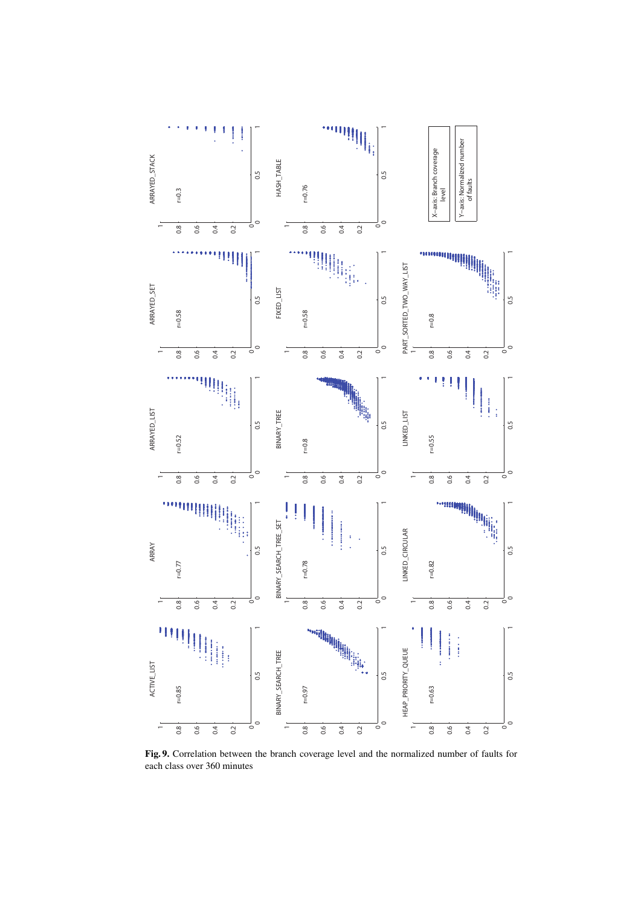ACTIVE_LIST
r=0.85

ARRAY
r=0.77

ARRAYED_LIST
r=0.52

ARRAYED_SET
r=0.58

ARRAYED_STACK
r=0.3

BINARY_SEARCH_TREE
r=0.97

BINARY_SEARCH_TREE_SET
r=0.78

BINARY_TREE
r=0.8

FIXED_LIST
r=0.58

HASH_TABLE
r=0.76

HEAP_PRIORITY_QUEUE
r=0.63

LINKED_CIRCULAR
r=0.82

LINKED_LIST
r=0.55

PART_SORTED_TWO_WAY_LIST
r=0.8

X–axis: Branch coverage level

Y–axis: Normalized number of faults

**Fig. 9.** Correlation between the branch coverage level and the normalized number of faults for each class over 360 minutes